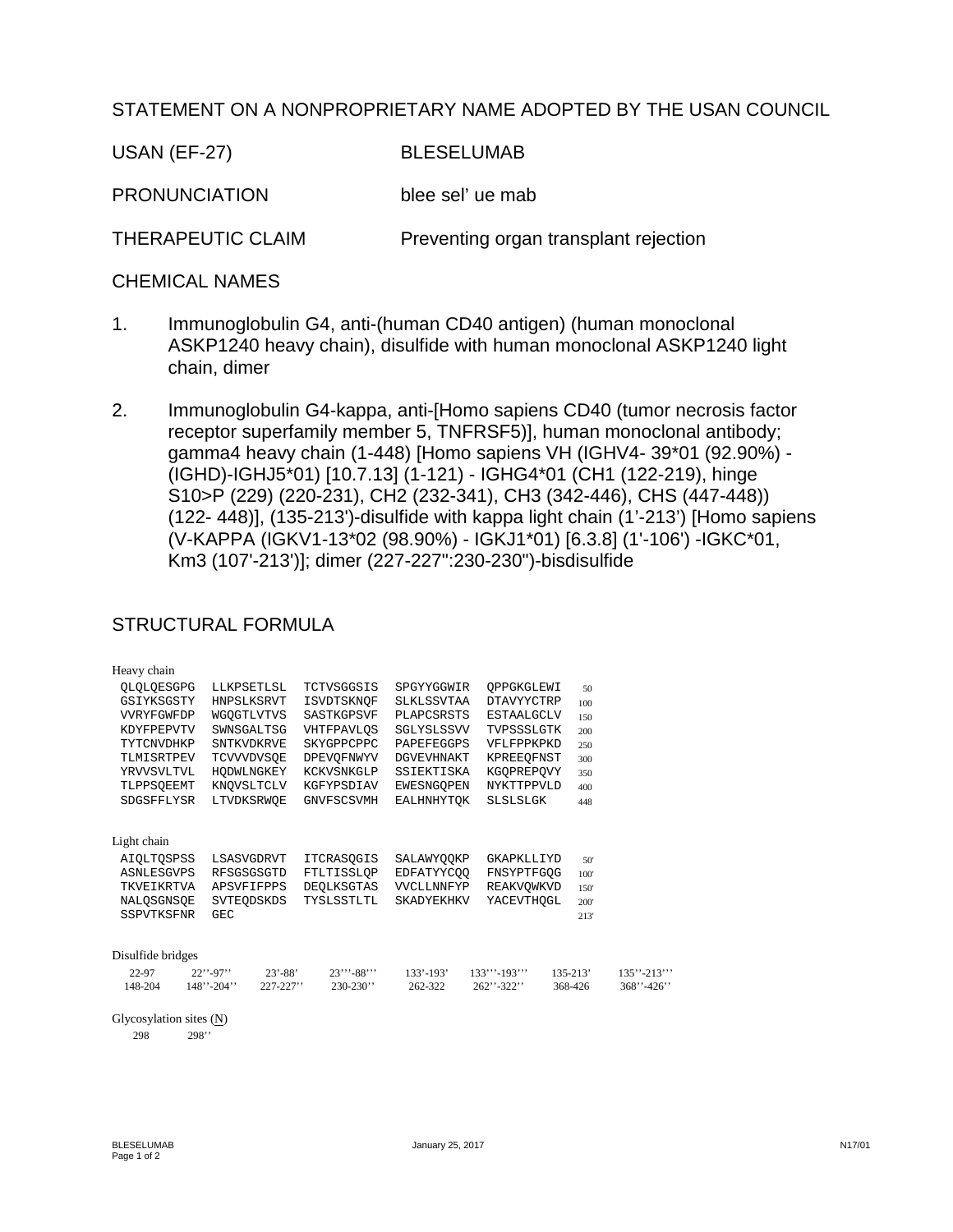STATEMENT ON A NONPROPRIETARY NAME ADOPTED BY THE USAN COUNCIL

| | |
|---|---|
| USAN (EF-27) | BLESELUMAB |
| PRONUNCIATION | blee sel' ue mab |
| THERAPEUTIC CLAIM | Preventing organ transplant rejection |

CHEMICAL NAMES

1. Immunoglobulin G4, anti-(human CD40 antigen) (human monoclonal ASKP1240 heavy chain), disulfide with human monoclonal ASKP1240 light chain, dimer

2. Immunoglobulin G4-kappa, anti-[Homo sapiens CD40 (tumor necrosis factor receptor superfamily member 5, TNFRSF5)], human monoclonal antibody; gamma4 heavy chain (1-448) [Homo sapiens VH (IGHV4- 39*01 (92.90%) -(IGHD)-IGHJ5*01) [10.7.13] (1-121) - IGHG4*01 (CH1 (122-219), hinge S10>P (229) (220-231), CH2 (232-341), CH3 (342-446), CHS (447-448)) (122- 448)], (135-213')-disulfide with kappa light chain (1'-213') [Homo sapiens (V-KAPPA (IGKV1-13*02 (98.90%) - IGKJ1*01) [6.3.8] (1'-106') -IGKC*01, Km3 (107'-213')]; dimer (227-227":230-230")-bisdisulfide

STRUCTURAL FORMULA

Heavy chain

```
QLQLQESGPG  LLKPSETLSL  TCTVSGGSIS  SPGYYGGWIR  QPPGKGLEWI   50
GSIYKSGSTY  HNPSLKSRVT  ISVDTSKNQF  SLKLSSVTAA  DTAVYYCTRP  100
VVRYFGWFDP  WGQGTLVTVS  SASTKGPSVF  PLAPCSRSTS  ESTAALGCLV  150
KDYFPEPVTV  SWNSGALTSG  VHTFPAVLQS  SGLYSLSSVV  TVPSSSLGTK  200
TYTCNVDHKP  SNTKVDKRVE  SKYGPPCPPC  PAPEFEGGPS  VFLFPPKPKD  250
TLMISRTPEV  TCVVVDVSQE  DPEVQFNWYV  DGVEVHNAKT  KPREEQFNST  300
YRVVSVLTVL  HQDWLNGKEY  KCKVSNKGLP  SSIEKTISKA  KGQPREPQVY  350
TLPPSQEEMT  KNQVSLTCLV  KGFYPSDIAV  EWESNGQPEN  NYKTTPPVLD  400
SDGSFFLYSR  LTVDKSRWQE  GNVFSCSVMH  EALHNHYTQK  SLSLSLGK    448
```

Light chain

```
AIQLTQSPSS  LSASVGDRVT  ITCRASQGIS  SALAWYQQKP  GKAPKLLIYD   50'
ASNLESGVPS  RFSGSGSGTD  FTLTISSLQP  EDFATYYCQQ  FNSYPTFGQG  100'
TKVEIKRTVA  APSVFIFPPS  DEQLKSGTAS  VVCLLNNFYP  REAKVQWKVD  150'
NALQSGNSQE  SVTEQDSKDS  TYSLSSTLTL  SKADYEKHKV  YACEVTHQGL  200'
SSPVTKSFNR  GEC                                            213'
```

Disulfide bridges

| | | | | | | | |
|---|---|---|---|---|---|---|---|
| 22-97 | 22''-97'' | 23'-88' | 23'''-88''' | 133'-193' | 133'''-193''' | 135-213' | 135''-213''' |
| 148-204 | 148''-204'' | 227-227'' | 230-230'' | 262-322 | 262''-322'' | 368-426 | 368''-426'' |

Glycosylation sites (N)

298  298''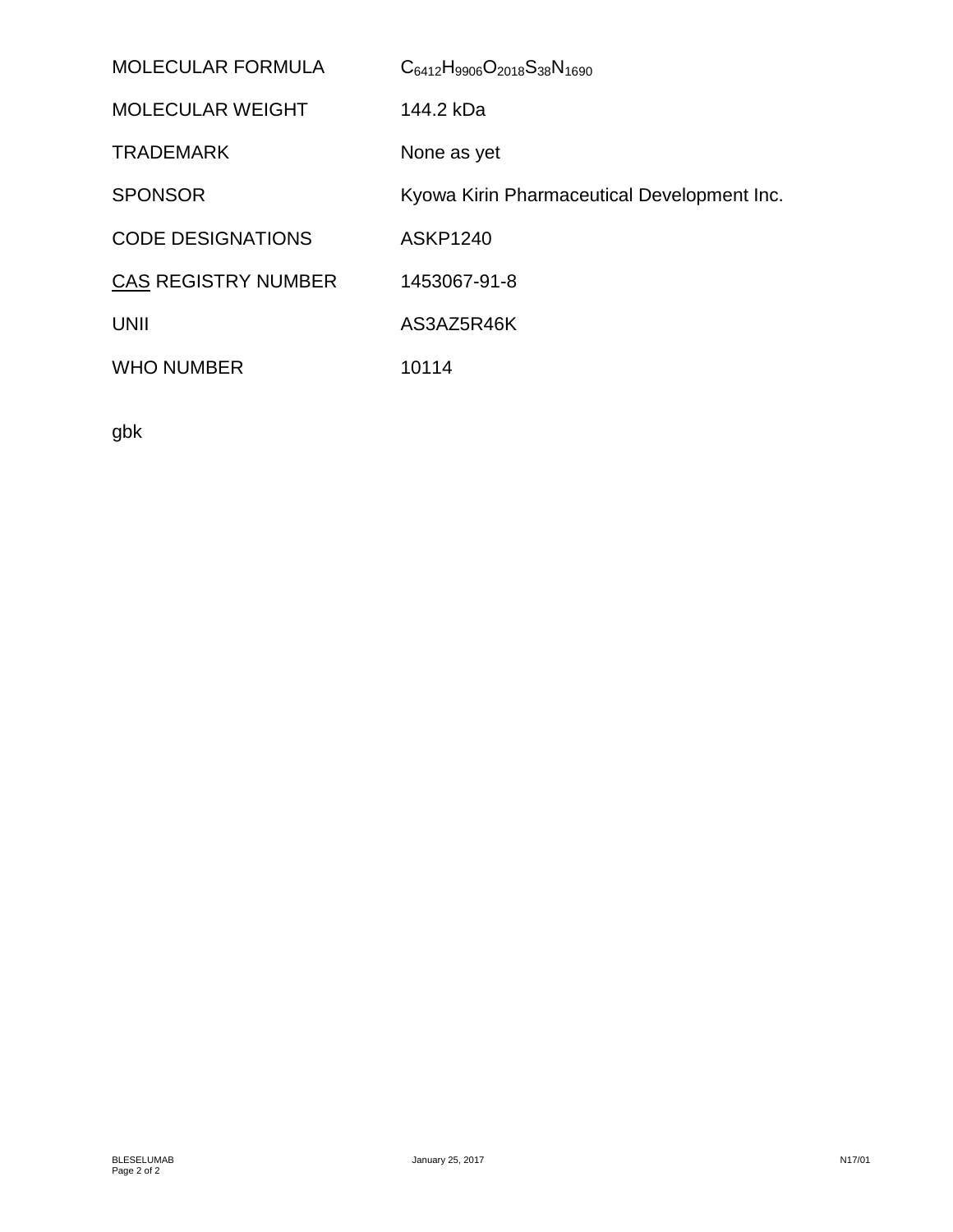| | |
|---|---|
| MOLECULAR FORMULA | $C_{6412}H_{9906}O_{2018}S_{38}N_{1690}$ |
| MOLECULAR WEIGHT | 144.2 kDa |
| TRADEMARK | None as yet |
| SPONSOR | Kyowa Kirin Pharmaceutical Development Inc. |
| CODE DESIGNATIONS | ASKP1240 |
| CAS REGISTRY NUMBER | 1453067-91-8 |
| UNII | AS3AZ5R46K |
| WHO NUMBER | 10114 |

gbk